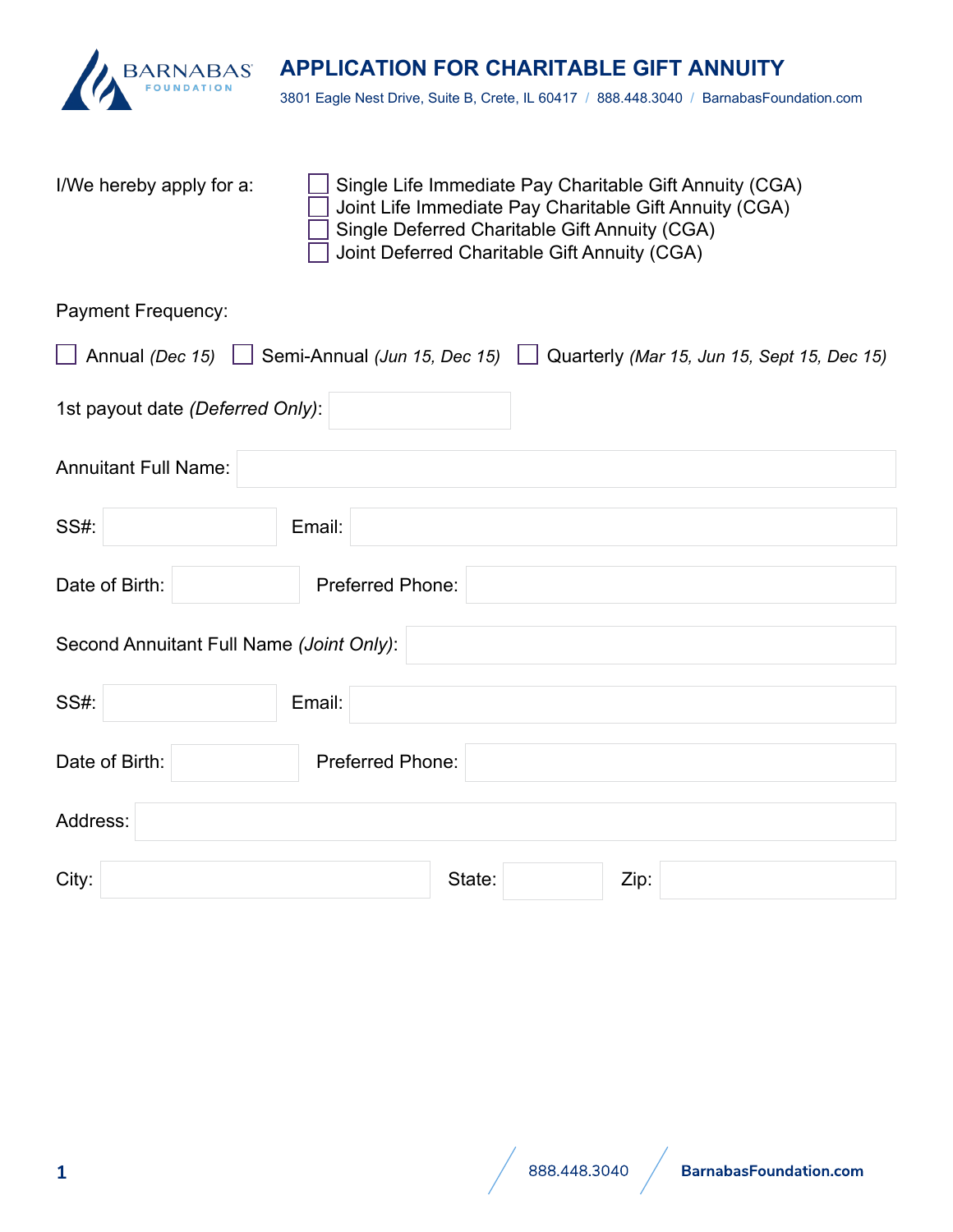BARNABAS FOUNDATION

# APPLICATION FOR CHARITABLE GIFT ANNUITY

3801 Eagle Nest Drive, Suite B, Crete, IL 60417 / 888.448.3040 / BarnabasFoundation.com

I/We hereby apply for a:

- ☐ Single Life Immediate Pay Charitable Gift Annuity (CGA)
- ☐ Joint Life Immediate Pay Charitable Gift Annuity (CGA)
- ☐ Single Deferred Charitable Gift Annuity (CGA)
- ☐ Joint Deferred Charitable Gift Annuity (CGA)

Payment Frequency:

☐ Annual *(Dec 15)* ☐ Semi-Annual *(Jun 15, Dec 15)* ☐ Quarterly *(Mar 15, Jun 15, Sept 15, Dec 15)*

1st payout date *(Deferred Only)*: ____________

Annuitant Full Name: ____________

SS#: ____________ Email: ____________

Date of Birth: ____________ Preferred Phone: ____________

Second Annuitant Full Name *(Joint Only)*: ____________

SS#: ____________ Email: ____________

Date of Birth: ____________ Preferred Phone: ____________

Address: ____________

City: ____________ State: ____________ Zip: ____________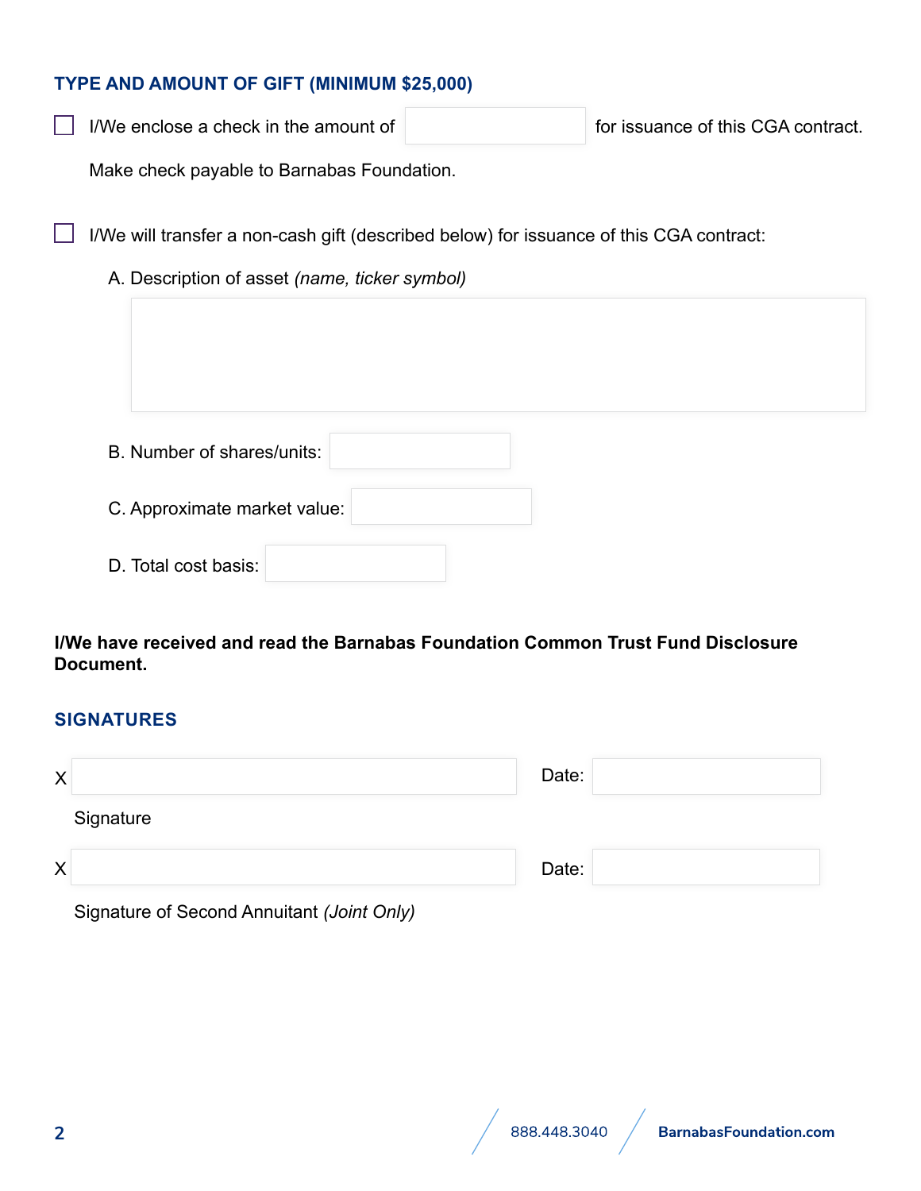## TYPE AND AMOUNT OF GIFT (MINIMUM $25,000)

☐ I/We enclose a check in the amount of ____________ for issuance of this CGA contract.

Make check payable to Barnabas Foundation.

☐ I/We will transfer a non-cash gift (described below) for issuance of this CGA contract:

A. Description of asset *(name, ticker symbol)*

____________

B. Number of shares/units: ____________

C. Approximate market value: ____________

D. Total cost basis: ____________

**I/We have received and read the Barnabas Foundation Common Trust Fund Disclosure Document.**

## SIGNATURES

X ____________ Date: ____________

Signature

X ____________ Date: ____________

Signature of Second Annuitant *(Joint Only)*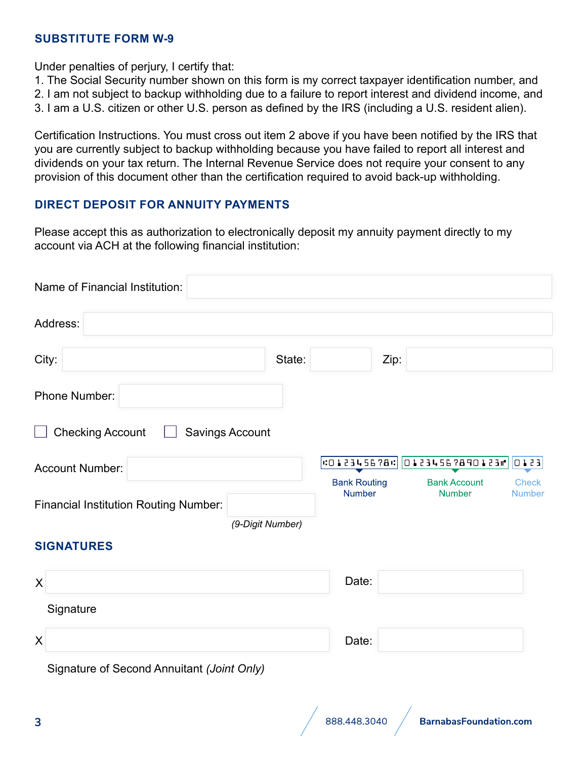## SUBSTITUTE FORM W-9

Under penalties of perjury, I certify that:
1. The Social Security number shown on this form is my correct taxpayer identification number, and
2. I am not subject to backup withholding due to a failure to report interest and dividend income, and
3. I am a U.S. citizen or other U.S. person as defined by the IRS (including a U.S. resident alien).

Certification Instructions. You must cross out item 2 above if you have been notified by the IRS that you are currently subject to backup withholding because you have failed to report all interest and dividends on your tax return. The Internal Revenue Service does not require your consent to any provision of this document other than the certification required to avoid back-up withholding.

## DIRECT DEPOSIT FOR ANNUITY PAYMENTS

Please accept this as authorization to electronically deposit my annuity payment directly to my account via ACH at the following financial institution:

Name of Financial Institution: ____________________

Address: ____________________

City: ____________________ State: __________ Zip: __________

Phone Number: ____________________

☐ Checking Account ☐ Savings Account

Account Number: ____________________

Financial Institution Routing Number: ____________________
*(9-Digit Number)*

⑆012345678⑆ 01234567890123⑈ 0123

Bank Routing Number | Bank Account Number | Check Number

## SIGNATURES

X ____________________ Date: __________
Signature

X ____________________ Date: __________
Signature of Second Annuitant *(Joint Only)*